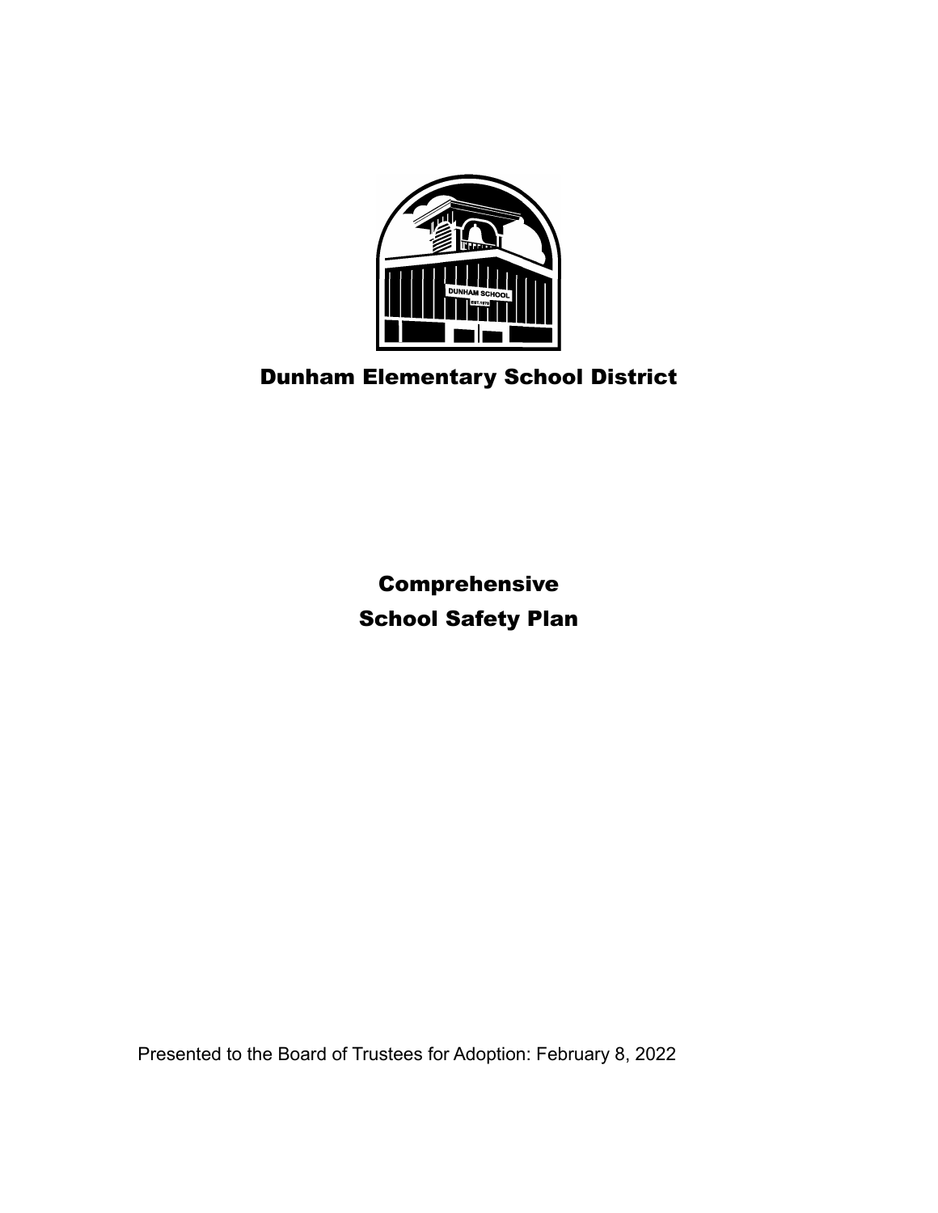# Dunham Elementary School District

# Comprehensive School Safety Plan

Presented to the Board of Trustees for Adoption: February 8, 2022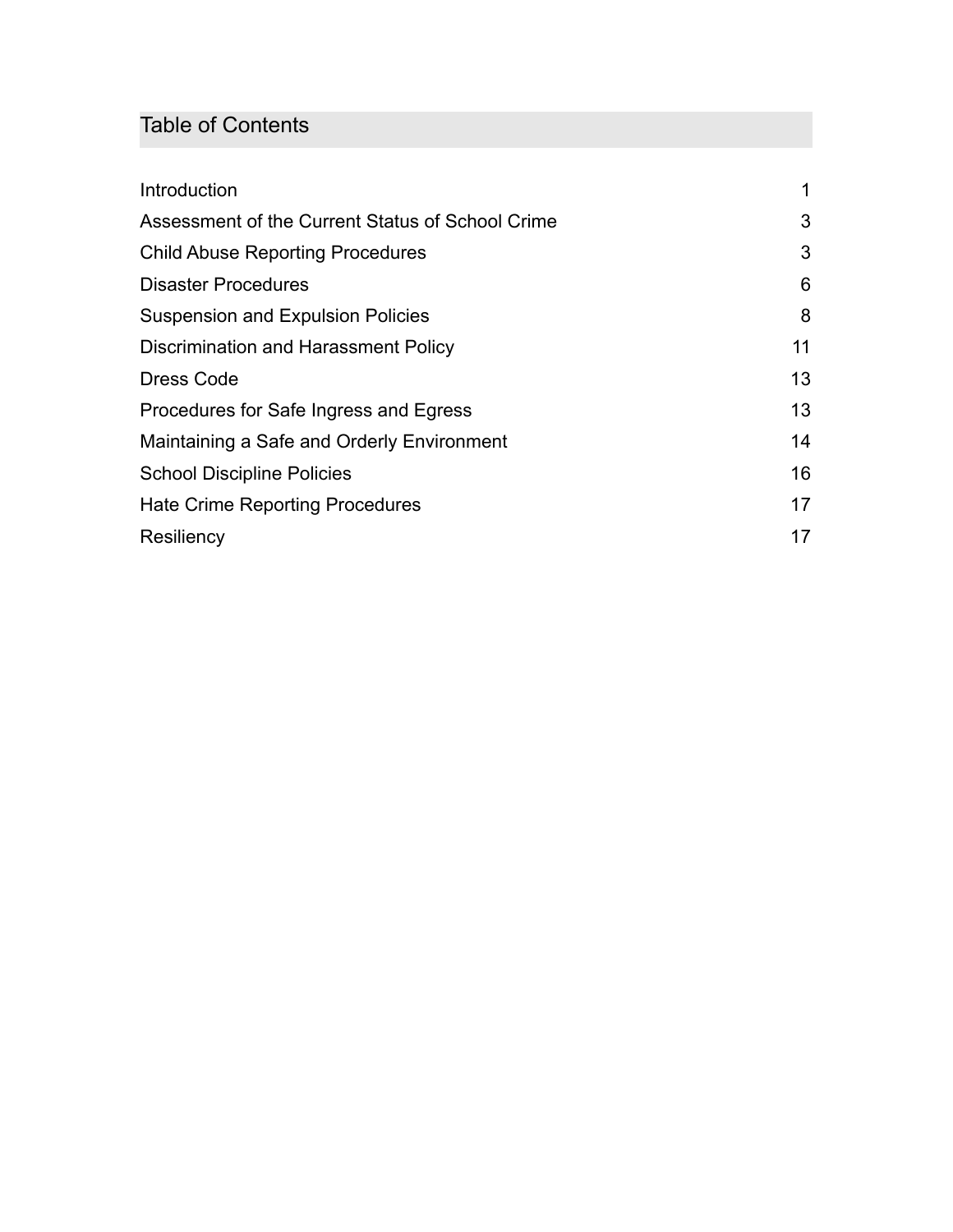## Table of Contents

| | |
|---|---|
| Introduction | 1 |
| Assessment of the Current Status of School Crime | 3 |
| Child Abuse Reporting Procedures | 3 |
| Disaster Procedures | 6 |
| Suspension and Expulsion Policies | 8 |
| Discrimination and Harassment Policy | 11 |
| Dress Code | 13 |
| Procedures for Safe Ingress and Egress | 13 |
| Maintaining a Safe and Orderly Environment | 14 |
| School Discipline Policies | 16 |
| Hate Crime Reporting Procedures | 17 |
| Resiliency | 17 |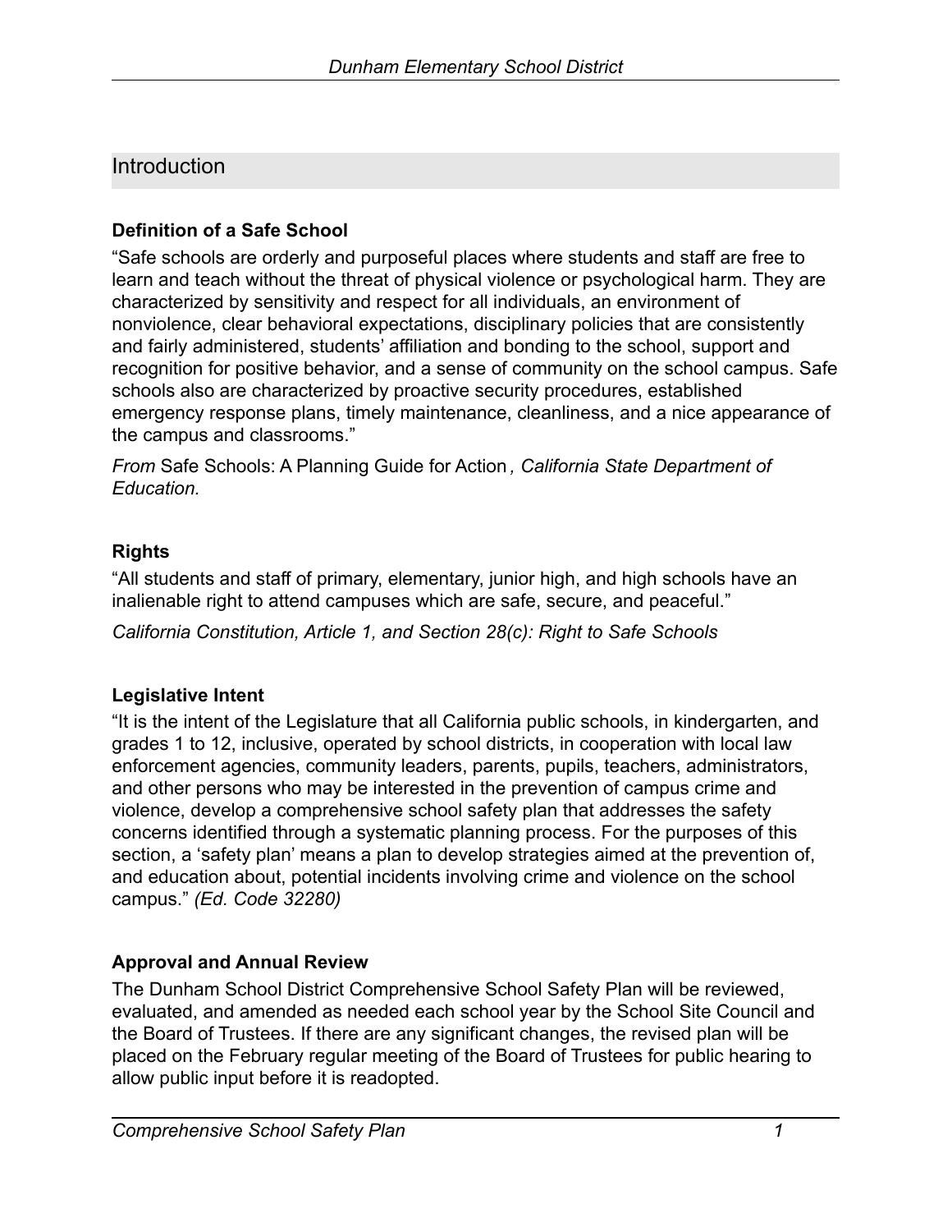## Introduction

### Definition of a Safe School

"Safe schools are orderly and purposeful places where students and staff are free to learn and teach without the threat of physical violence or psychological harm. They are characterized by sensitivity and respect for all individuals, an environment of nonviolence, clear behavioral expectations, disciplinary policies that are consistently and fairly administered, students' affiliation and bonding to the school, support and recognition for positive behavior, and a sense of community on the school campus. Safe schools also are characterized by proactive security procedures, established emergency response plans, timely maintenance, cleanliness, and a nice appearance of the campus and classrooms."

*From* Safe Schools: A Planning Guide for Action*, California State Department of Education.*

### Rights

"All students and staff of primary, elementary, junior high, and high schools have an inalienable right to attend campuses which are safe, secure, and peaceful."

*California Constitution, Article 1, and Section 28(c): Right to Safe Schools*

### Legislative Intent

"It is the intent of the Legislature that all California public schools, in kindergarten, and grades 1 to 12, inclusive, operated by school districts, in cooperation with local law enforcement agencies, community leaders, parents, pupils, teachers, administrators, and other persons who may be interested in the prevention of campus crime and violence, develop a comprehensive school safety plan that addresses the safety concerns identified through a systematic planning process. For the purposes of this section, a 'safety plan' means a plan to develop strategies aimed at the prevention of, and education about, potential incidents involving crime and violence on the school campus." *(Ed. Code 32280)*

### Approval and Annual Review

The Dunham School District Comprehensive School Safety Plan will be reviewed, evaluated, and amended as needed each school year by the School Site Council and the Board of Trustees. If there are any significant changes, the revised plan will be placed on the February regular meeting of the Board of Trustees for public hearing to allow public input before it is readopted.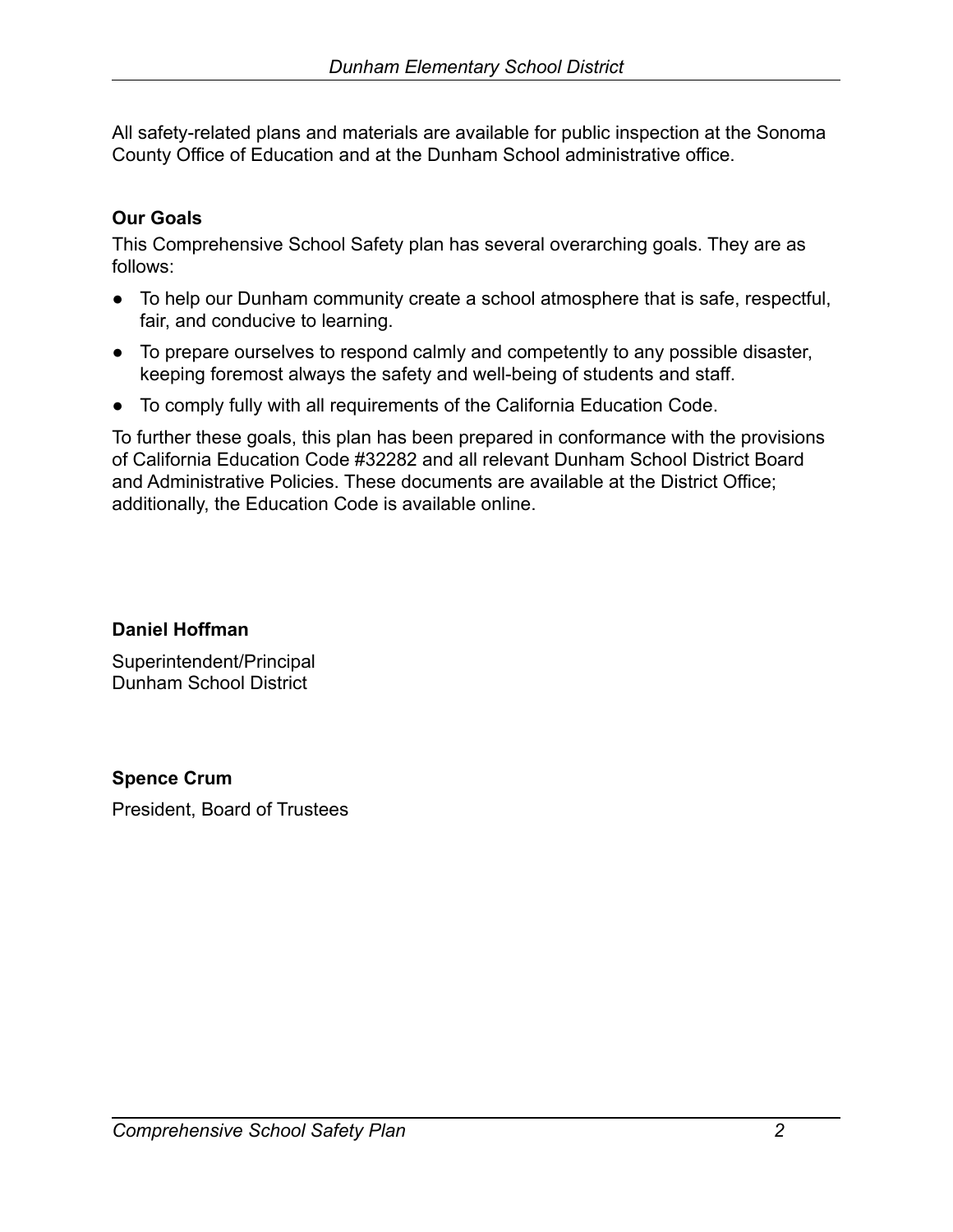All safety-related plans and materials are available for public inspection at the Sonoma County Office of Education and at the Dunham School administrative office.

**Our Goals**

This Comprehensive School Safety plan has several overarching goals. They are as follows:

- To help our Dunham community create a school atmosphere that is safe, respectful, fair, and conducive to learning.
- To prepare ourselves to respond calmly and competently to any possible disaster, keeping foremost always the safety and well-being of students and staff.
- To comply fully with all requirements of the California Education Code.

To further these goals, this plan has been prepared in conformance with the provisions of California Education Code #32282 and all relevant Dunham School District Board and Administrative Policies. These documents are available at the District Office; additionally, the Education Code is available online.

**Daniel Hoffman**

Superintendent/Principal
Dunham School District

**Spence Crum**

President, Board of Trustees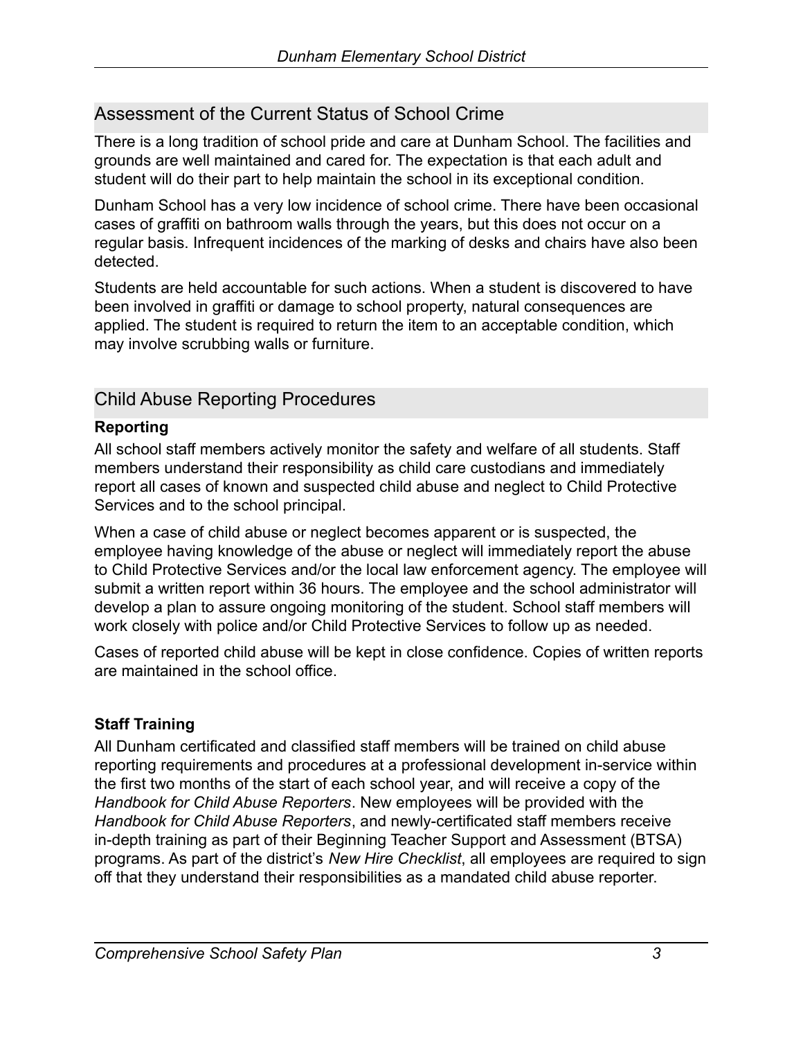## Assessment of the Current Status of School Crime

There is a long tradition of school pride and care at Dunham School. The facilities and grounds are well maintained and cared for. The expectation is that each adult and student will do their part to help maintain the school in its exceptional condition.

Dunham School has a very low incidence of school crime. There have been occasional cases of graffiti on bathroom walls through the years, but this does not occur on a regular basis. Infrequent incidences of the marking of desks and chairs have also been detected.

Students are held accountable for such actions. When a student is discovered to have been involved in graffiti or damage to school property, natural consequences are applied. The student is required to return the item to an acceptable condition, which may involve scrubbing walls or furniture.

## Child Abuse Reporting Procedures

### Reporting

All school staff members actively monitor the safety and welfare of all students. Staff members understand their responsibility as child care custodians and immediately report all cases of known and suspected child abuse and neglect to Child Protective Services and to the school principal.

When a case of child abuse or neglect becomes apparent or is suspected, the employee having knowledge of the abuse or neglect will immediately report the abuse to Child Protective Services and/or the local law enforcement agency. The employee will submit a written report within 36 hours. The employee and the school administrator will develop a plan to assure ongoing monitoring of the student. School staff members will work closely with police and/or Child Protective Services to follow up as needed.

Cases of reported child abuse will be kept in close confidence. Copies of written reports are maintained in the school office.

### Staff Training

All Dunham certificated and classified staff members will be trained on child abuse reporting requirements and procedures at a professional development in-service within the first two months of the start of each school year, and will receive a copy of the *Handbook for Child Abuse Reporters*. New employees will be provided with the *Handbook for Child Abuse Reporters*, and newly-certificated staff members receive in-depth training as part of their Beginning Teacher Support and Assessment (BTSA) programs. As part of the district's *New Hire Checklist*, all employees are required to sign off that they understand their responsibilities as a mandated child abuse reporter.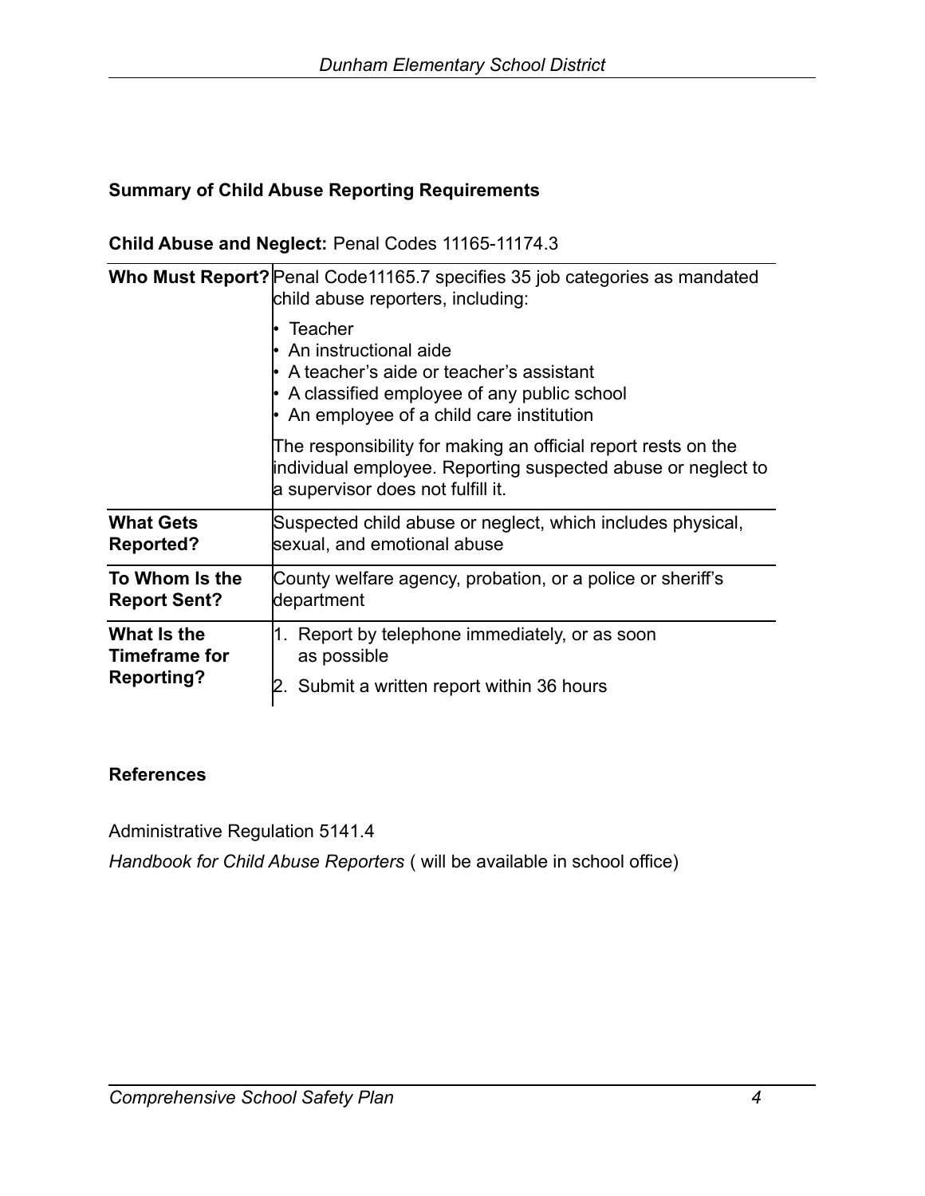### Summary of Child Abuse Reporting Requirements

**Child Abuse and Neglect:** Penal Codes 11165-11174.3

| | |
|---|---|
| **Who Must Report?** | Penal Code11165.7 specifies 35 job categories as mandated child abuse reporters, including:<br>• Teacher<br>• An instructional aide<br>• A teacher's aide or teacher's assistant<br>• A classified employee of any public school<br>• An employee of a child care institution<br><br>The responsibility for making an official report rests on the individual employee. Reporting suspected abuse or neglect to a supervisor does not fulfill it. |
| **What Gets Reported?** | Suspected child abuse or neglect, which includes physical, sexual, and emotional abuse |
| **To Whom Is the Report Sent?** | County welfare agency, probation, or a police or sheriff's department |
| **What Is the Timeframe for Reporting?** | 1. Report by telephone immediately, or as soon as possible<br>2. Submit a written report within 36 hours |

### References

Administrative Regulation 5141.4

*Handbook for Child Abuse Reporters* ( will be available in school office)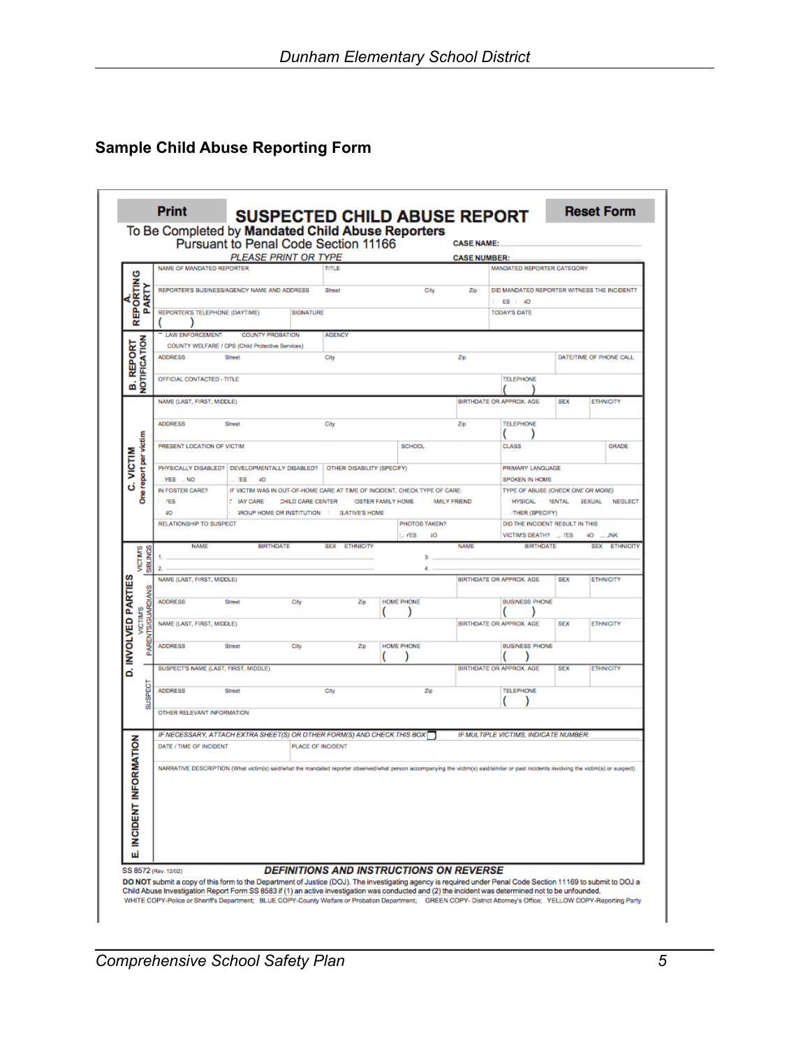## Sample Child Abuse Reporting Form

Print | **SUSPECTED CHILD ABUSE REPORT** | Reset Form

To Be Completed by **Mandated Child Abuse Reporters**
Pursuant to Penal Code Section 11166

*PLEASE PRINT OR TYPE*

CASE NAME:
CASE NUMBER:

**A. REPORTING PARTY**

| NAME OF MANDATED REPORTER | TITLE | MANDATED REPORTER CATEGORY |
|---|---|---|
| REPORTER'S BUSINESS/AGENCY NAME AND ADDRESS — Street, City, Zip | | DID MANDATED REPORTER WITNESS THE INCIDENT? YES NO |
| REPORTER'S TELEPHONE (DAYTIME) ( ) | SIGNATURE | TODAY'S DATE |

**B. REPORT NOTIFICATION**

| LAW ENFORCEMENT / COUNTY PROBATION / COUNTY WELFARE / CPS (Child Protective Services) | AGENCY | |
|---|---|---|
| ADDRESS — Street, City, Zip | | DATE/TIME OF PHONE CALL |
| OFFICIAL CONTACTED - TITLE | | TELEPHONE ( ) |

**C. VICTIM** (One report per victim)

| NAME (LAST, FIRST, MIDDLE) | BIRTHDATE OR APPROX. AGE | SEX | ETHNICITY |
|---|---|---|---|
| ADDRESS — Street, City, Zip | TELEPHONE ( ) | | |
| PRESENT LOCATION OF VICTIM | SCHOOL | CLASS | GRADE |
| PHYSICALLY DISABLED? YES NO / DEVELOPMENTALLY DISABLED? YES NO / OTHER DISABILITY (SPECIFY) | PRIMARY LANGUAGE SPOKEN IN HOME | | |
| IN FOSTER CARE? YES NO / IF VICTIM WAS IN OUT-OF-HOME CARE AT TIME OF INCIDENT, CHECK TYPE OF CARE: DAY CARE, CHILD CARE CENTER, FOSTER FAMILY HOME, FAMILY FRIEND, GROUP HOME OR INSTITUTION, RELATIVE'S HOME | TYPE OF ABUSE (*CHECK ONE OR MORE*): PHYSICAL, MENTAL, SEXUAL, NEGLECT, OTHER (SPECIFY) | | |
| RELATIONSHIP TO SUSPECT / PHOTOS TAKEN? YES NO | DID THE INCIDENT RESULT IN THIS VICTIM'S DEATH? YES NO UNK | | |

**D. INVOLVED PARTIES**

VICTIM'S SIBLINGS

| | NAME | BIRTHDATE | SEX | ETHNICITY | | NAME | BIRTHDATE | SEX | ETHNICITY |
|---|---|---|---|---|---|---|---|---|---|
| 1. | | | | | 3. | | | | |
| 2. | | | | | 4. | | | | |

VICTIM'S PARENTS/GUARDIANS

| NAME (LAST, FIRST, MIDDLE) | BIRTHDATE OR APPROX. AGE | SEX | ETHNICITY |
|---|---|---|---|
| ADDRESS — Street, City, Zip / HOME PHONE ( ) | BUSINESS PHONE ( ) | | |
| NAME (LAST, FIRST, MIDDLE) | BIRTHDATE OR APPROX. AGE | SEX | ETHNICITY |
| ADDRESS — Street, City, Zip / HOME PHONE ( ) | BUSINESS PHONE ( ) | | |

SUSPECT

| SUSPECT'S NAME (LAST, FIRST, MIDDLE) | BIRTHDATE OR APPROX. AGE | SEX | ETHNICITY |
|---|---|---|---|
| ADDRESS — Street, City, Zip | TELEPHONE ( ) | | |
| OTHER RELEVANT INFORMATION | | | |

**E. INCIDENT INFORMATION**

*IF NECESSARY, ATTACH EXTRA SHEET(S) OR OTHER FORM(S) AND CHECK THIS BOX* ☐ *IF MULTIPLE VICTIMS, INDICATE NUMBER:*

| DATE / TIME OF INCIDENT | PLACE OF INCIDENT |
|---|---|
| NARRATIVE DESCRIPTION (What victim(s) said/what the mandated reporter observed/what person accompanying the victim(s) said/similar or past incidents involving the victim(s) or suspect) | |

SS 8572 (Rev. 12/02) ***DEFINITIONS AND INSTRUCTIONS ON REVERSE***

**DO NOT** submit a copy of this form to the Department of Justice (DOJ). The investigating agency is required under Penal Code Section 11169 to submit to DOJ a Child Abuse Investigation Report Form SS 8583 if (1) an active investigation was conducted and (2) the incident was determined not to be unfounded.

WHITE COPY-Police or Sheriff's Department; BLUE COPY-County Welfare or Probation Department; GREEN COPY- District Attorney's Office; YELLOW COPY-Reporting Party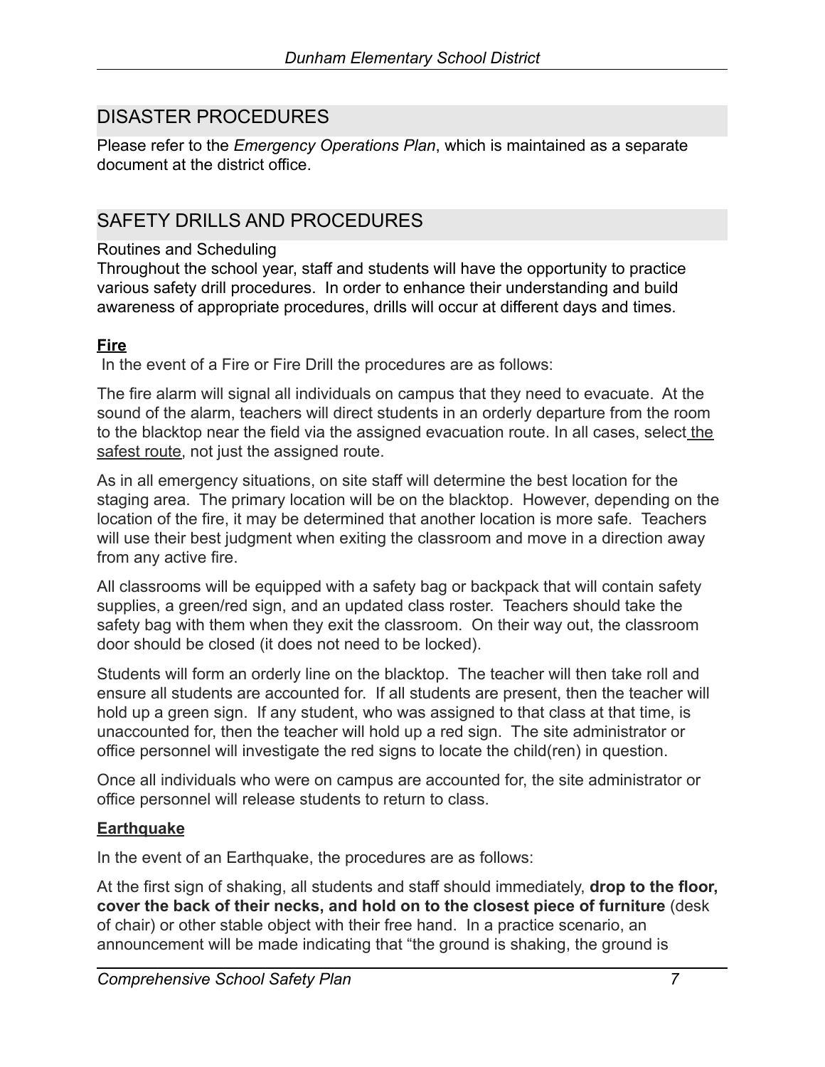## DISASTER PROCEDURES

Please refer to the *Emergency Operations Plan*, which is maintained as a separate document at the district office.

## SAFETY DRILLS AND PROCEDURES

Routines and Scheduling

Throughout the school year, staff and students will have the opportunity to practice various safety drill procedures. In order to enhance their understanding and build awareness of appropriate procedures, drills will occur at different days and times.

### Fire

In the event of a Fire or Fire Drill the procedures are as follows:

The fire alarm will signal all individuals on campus that they need to evacuate. At the sound of the alarm, teachers will direct students in an orderly departure from the room to the blacktop near the field via the assigned evacuation route. In all cases, select the safest route, not just the assigned route.

As in all emergency situations, on site staff will determine the best location for the staging area. The primary location will be on the blacktop. However, depending on the location of the fire, it may be determined that another location is more safe. Teachers will use their best judgment when exiting the classroom and move in a direction away from any active fire.

All classrooms will be equipped with a safety bag or backpack that will contain safety supplies, a green/red sign, and an updated class roster. Teachers should take the safety bag with them when they exit the classroom. On their way out, the classroom door should be closed (it does not need to be locked).

Students will form an orderly line on the blacktop. The teacher will then take roll and ensure all students are accounted for. If all students are present, then the teacher will hold up a green sign. If any student, who was assigned to that class at that time, is unaccounted for, then the teacher will hold up a red sign. The site administrator or office personnel will investigate the red signs to locate the child(ren) in question.

Once all individuals who were on campus are accounted for, the site administrator or office personnel will release students to return to class.

### Earthquake

In the event of an Earthquake, the procedures are as follows:

At the first sign of shaking, all students and staff should immediately, **drop to the floor, cover the back of their necks, and hold on to the closest piece of furniture** (desk of chair) or other stable object with their free hand. In a practice scenario, an announcement will be made indicating that "the ground is shaking, the ground is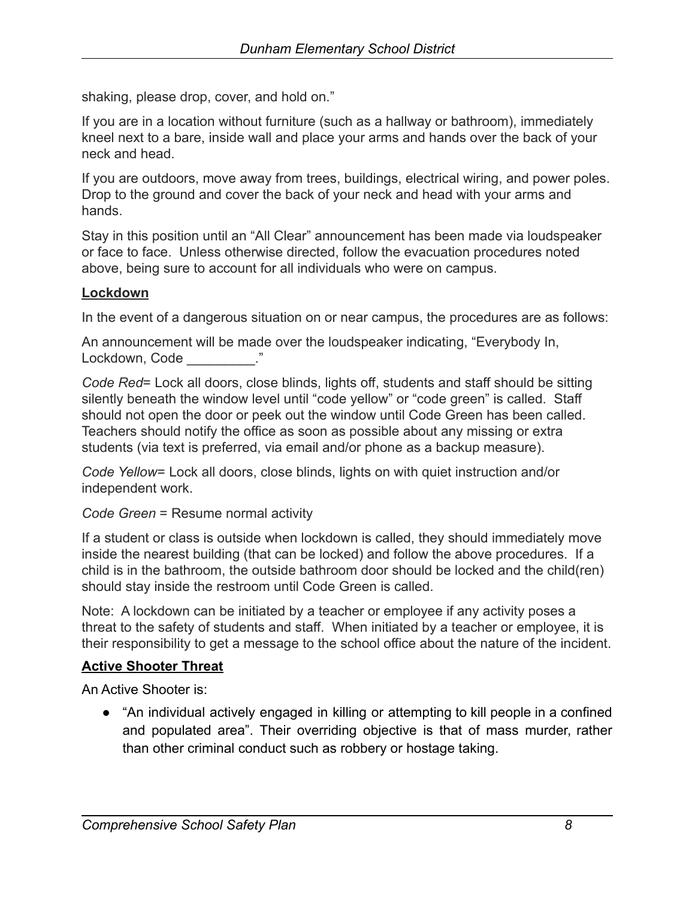shaking, please drop, cover, and hold on."

If you are in a location without furniture (such as a hallway or bathroom), immediately kneel next to a bare, inside wall and place your arms and hands over the back of your neck and head.

If you are outdoors, move away from trees, buildings, electrical wiring, and power poles. Drop to the ground and cover the back of your neck and head with your arms and hands.

Stay in this position until an "All Clear" announcement has been made via loudspeaker or face to face. Unless otherwise directed, follow the evacuation procedures noted above, being sure to account for all individuals who were on campus.

**Lockdown**

In the event of a dangerous situation on or near campus, the procedures are as follows:

An announcement will be made over the loudspeaker indicating, "Everybody In, Lockdown, Code _________."

*Code Red*= Lock all doors, close blinds, lights off, students and staff should be sitting silently beneath the window level until "code yellow" or "code green" is called. Staff should not open the door or peek out the window until Code Green has been called. Teachers should notify the office as soon as possible about any missing or extra students (via text is preferred, via email and/or phone as a backup measure).

*Code Yellow*= Lock all doors, close blinds, lights on with quiet instruction and/or independent work.

*Code Green* = Resume normal activity

If a student or class is outside when lockdown is called, they should immediately move inside the nearest building (that can be locked) and follow the above procedures. If a child is in the bathroom, the outside bathroom door should be locked and the child(ren) should stay inside the restroom until Code Green is called.

Note: A lockdown can be initiated by a teacher or employee if any activity poses a threat to the safety of students and staff. When initiated by a teacher or employee, it is their responsibility to get a message to the school office about the nature of the incident.

**Active Shooter Threat**

An Active Shooter is:

- "An individual actively engaged in killing or attempting to kill people in a confined and populated area". Their overriding objective is that of mass murder, rather than other criminal conduct such as robbery or hostage taking.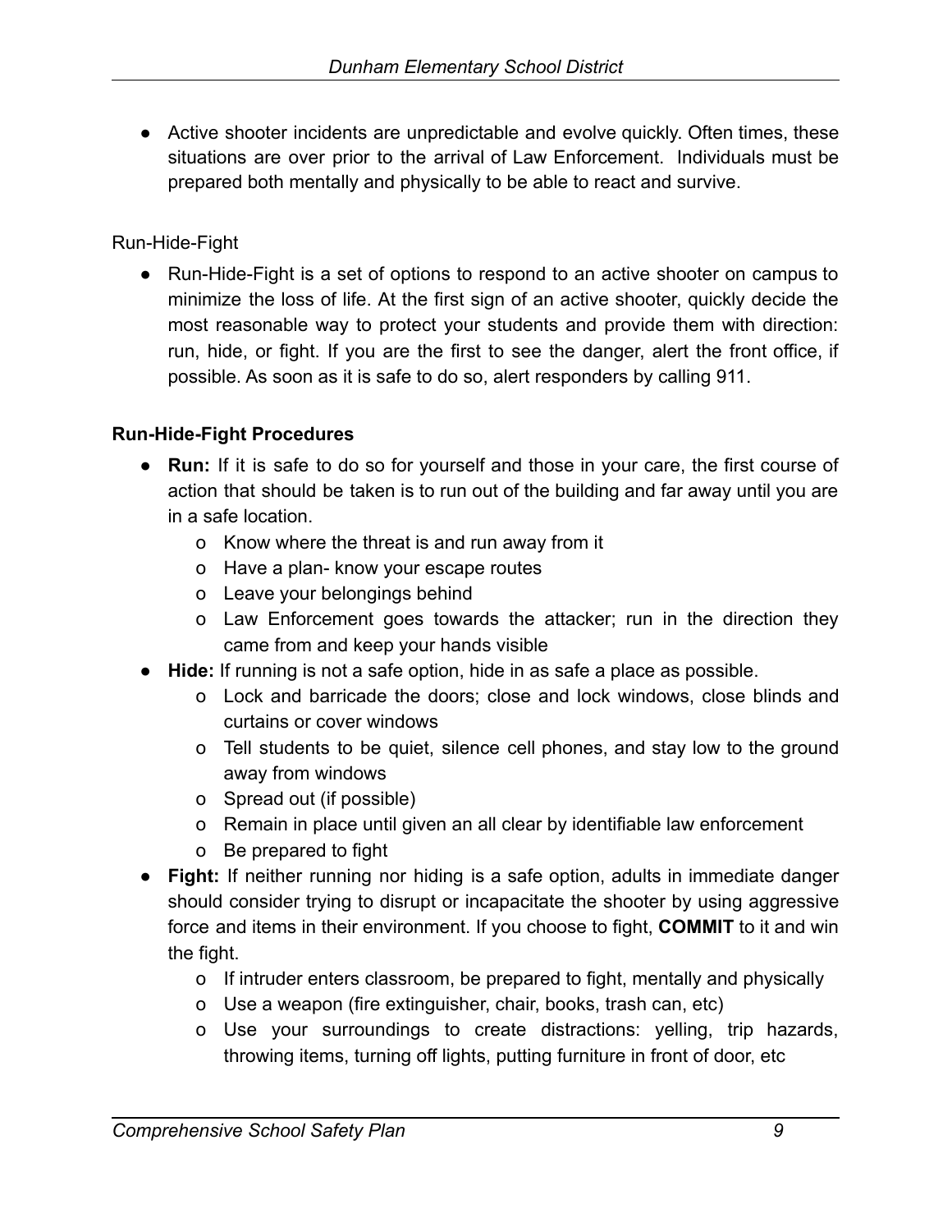- Active shooter incidents are unpredictable and evolve quickly. Often times, these situations are over prior to the arrival of Law Enforcement. Individuals must be prepared both mentally and physically to be able to react and survive.

Run-Hide-Fight

- Run-Hide-Fight is a set of options to respond to an active shooter on campus to minimize the loss of life. At the first sign of an active shooter, quickly decide the most reasonable way to protect your students and provide them with direction: run, hide, or fight. If you are the first to see the danger, alert the front office, if possible. As soon as it is safe to do so, alert responders by calling 911.

**Run-Hide-Fight Procedures**

- **Run:** If it is safe to do so for yourself and those in your care, the first course of action that should be taken is to run out of the building and far away until you are in a safe location.
  - o Know where the threat is and run away from it
  - o Have a plan- know your escape routes
  - o Leave your belongings behind
  - o Law Enforcement goes towards the attacker; run in the direction they came from and keep your hands visible
- **Hide:** If running is not a safe option, hide in as safe a place as possible.
  - o Lock and barricade the doors; close and lock windows, close blinds and curtains or cover windows
  - o Tell students to be quiet, silence cell phones, and stay low to the ground away from windows
  - o Spread out (if possible)
  - o Remain in place until given an all clear by identifiable law enforcement
  - o Be prepared to fight
- **Fight:** If neither running nor hiding is a safe option, adults in immediate danger should consider trying to disrupt or incapacitate the shooter by using aggressive force and items in their environment. If you choose to fight, **COMMIT** to it and win the fight.
  - o If intruder enters classroom, be prepared to fight, mentally and physically
  - o Use a weapon (fire extinguisher, chair, books, trash can, etc)
  - o Use your surroundings to create distractions: yelling, trip hazards, throwing items, turning off lights, putting furniture in front of door, etc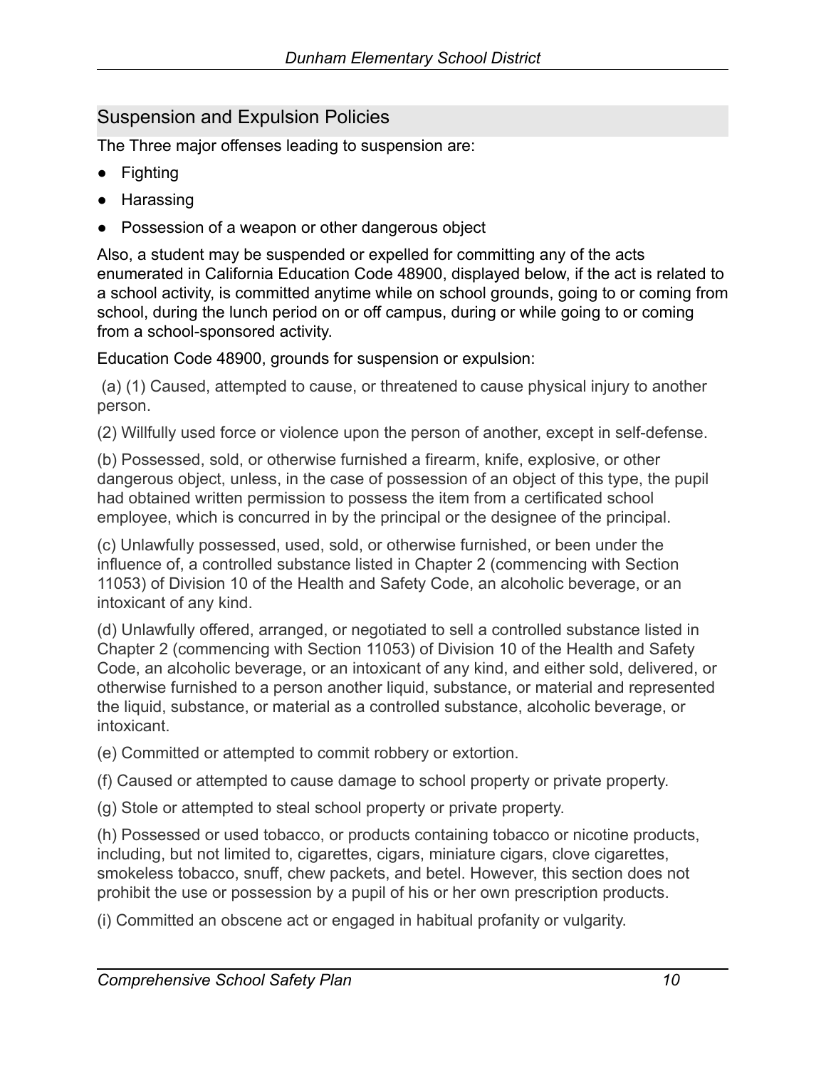## Suspension and Expulsion Policies

The Three major offenses leading to suspension are:

- Fighting
- Harassing
- Possession of a weapon or other dangerous object

Also, a student may be suspended or expelled for committing any of the acts enumerated in California Education Code 48900, displayed below, if the act is related to a school activity, is committed anytime while on school grounds, going to or coming from school, during the lunch period on or off campus, during or while going to or coming from a school-sponsored activity.

Education Code 48900, grounds for suspension or expulsion:

(a) (1) Caused, attempted to cause, or threatened to cause physical injury to another person.

(2) Willfully used force or violence upon the person of another, except in self-defense.

(b) Possessed, sold, or otherwise furnished a firearm, knife, explosive, or other dangerous object, unless, in the case of possession of an object of this type, the pupil had obtained written permission to possess the item from a certificated school employee, which is concurred in by the principal or the designee of the principal.

(c) Unlawfully possessed, used, sold, or otherwise furnished, or been under the influence of, a controlled substance listed in Chapter 2 (commencing with Section 11053) of Division 10 of the Health and Safety Code, an alcoholic beverage, or an intoxicant of any kind.

(d) Unlawfully offered, arranged, or negotiated to sell a controlled substance listed in Chapter 2 (commencing with Section 11053) of Division 10 of the Health and Safety Code, an alcoholic beverage, or an intoxicant of any kind, and either sold, delivered, or otherwise furnished to a person another liquid, substance, or material and represented the liquid, substance, or material as a controlled substance, alcoholic beverage, or intoxicant.

(e) Committed or attempted to commit robbery or extortion.

(f) Caused or attempted to cause damage to school property or private property.

(g) Stole or attempted to steal school property or private property.

(h) Possessed or used tobacco, or products containing tobacco or nicotine products, including, but not limited to, cigarettes, cigars, miniature cigars, clove cigarettes, smokeless tobacco, snuff, chew packets, and betel. However, this section does not prohibit the use or possession by a pupil of his or her own prescription products.

(i) Committed an obscene act or engaged in habitual profanity or vulgarity.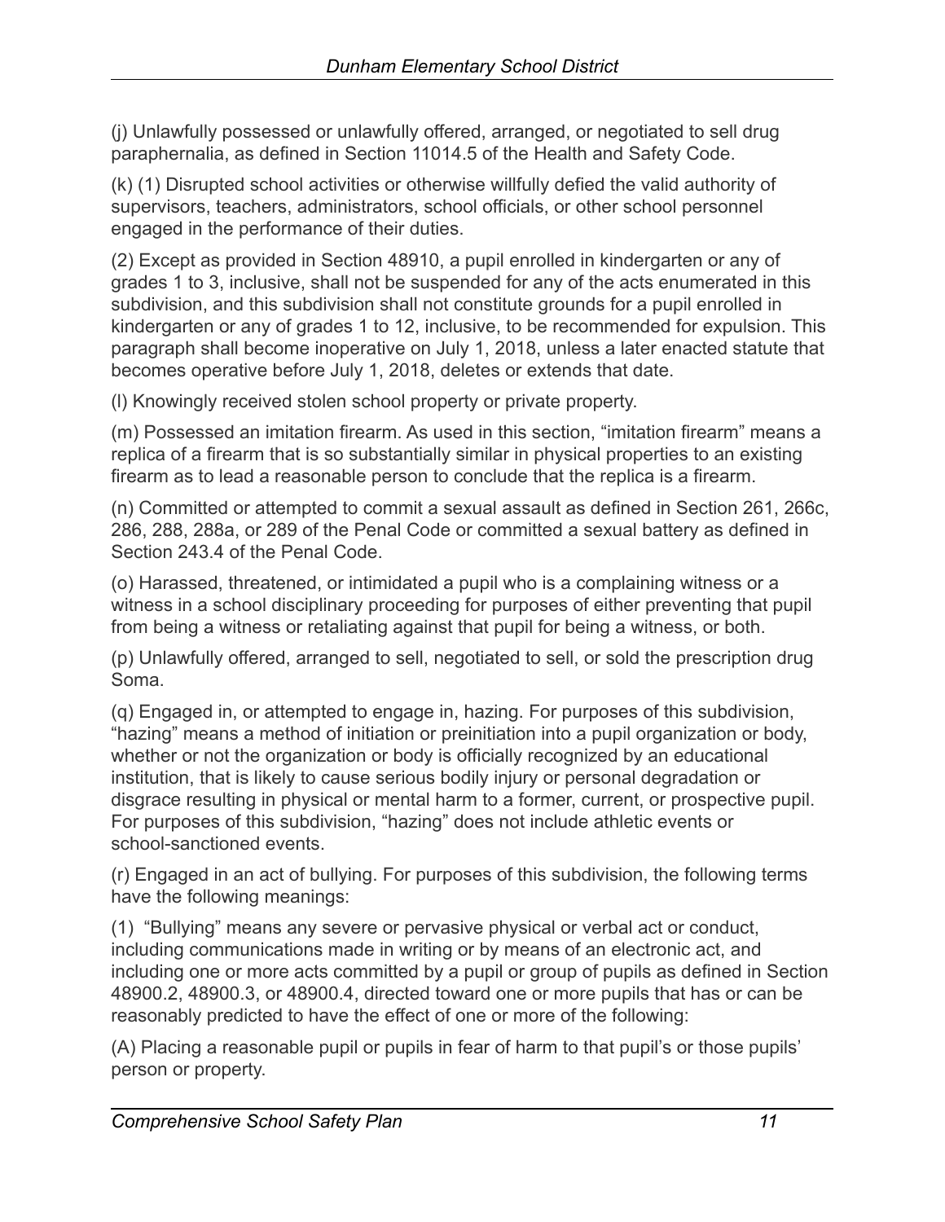(j) Unlawfully possessed or unlawfully offered, arranged, or negotiated to sell drug paraphernalia, as defined in Section 11014.5 of the Health and Safety Code.

(k) (1) Disrupted school activities or otherwise willfully defied the valid authority of supervisors, teachers, administrators, school officials, or other school personnel engaged in the performance of their duties.

(2) Except as provided in Section 48910, a pupil enrolled in kindergarten or any of grades 1 to 3, inclusive, shall not be suspended for any of the acts enumerated in this subdivision, and this subdivision shall not constitute grounds for a pupil enrolled in kindergarten or any of grades 1 to 12, inclusive, to be recommended for expulsion. This paragraph shall become inoperative on July 1, 2018, unless a later enacted statute that becomes operative before July 1, 2018, deletes or extends that date.

(l) Knowingly received stolen school property or private property.

(m) Possessed an imitation firearm. As used in this section, "imitation firearm" means a replica of a firearm that is so substantially similar in physical properties to an existing firearm as to lead a reasonable person to conclude that the replica is a firearm.

(n) Committed or attempted to commit a sexual assault as defined in Section 261, 266c, 286, 288, 288a, or 289 of the Penal Code or committed a sexual battery as defined in Section 243.4 of the Penal Code.

(o) Harassed, threatened, or intimidated a pupil who is a complaining witness or a witness in a school disciplinary proceeding for purposes of either preventing that pupil from being a witness or retaliating against that pupil for being a witness, or both.

(p) Unlawfully offered, arranged to sell, negotiated to sell, or sold the prescription drug Soma.

(q) Engaged in, or attempted to engage in, hazing. For purposes of this subdivision, "hazing" means a method of initiation or preinitiation into a pupil organization or body, whether or not the organization or body is officially recognized by an educational institution, that is likely to cause serious bodily injury or personal degradation or disgrace resulting in physical or mental harm to a former, current, or prospective pupil. For purposes of this subdivision, "hazing" does not include athletic events or school-sanctioned events.

(r) Engaged in an act of bullying. For purposes of this subdivision, the following terms have the following meanings:

(1) "Bullying" means any severe or pervasive physical or verbal act or conduct, including communications made in writing or by means of an electronic act, and including one or more acts committed by a pupil or group of pupils as defined in Section 48900.2, 48900.3, or 48900.4, directed toward one or more pupils that has or can be reasonably predicted to have the effect of one or more of the following:

(A) Placing a reasonable pupil or pupils in fear of harm to that pupil's or those pupils' person or property.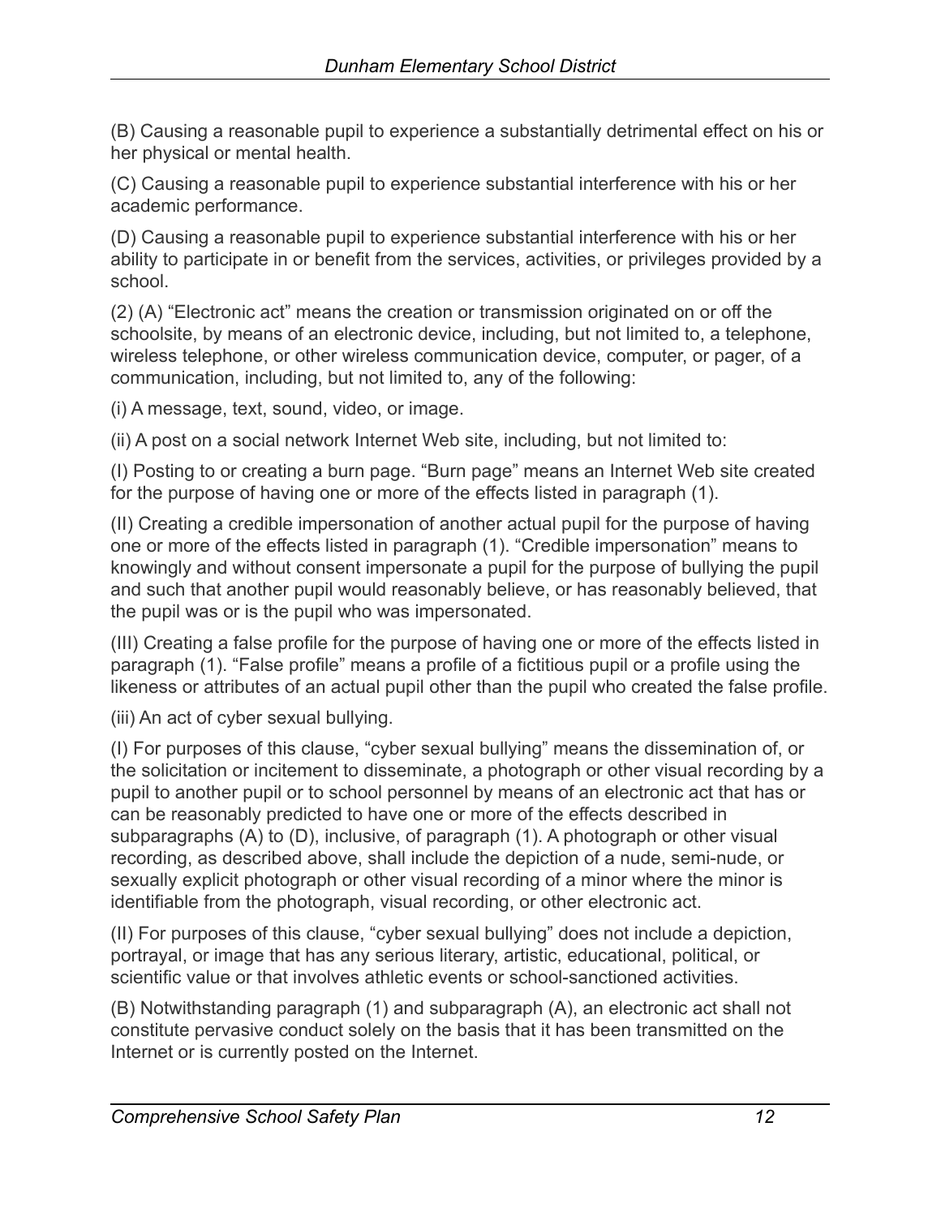(B) Causing a reasonable pupil to experience a substantially detrimental effect on his or her physical or mental health.

(C) Causing a reasonable pupil to experience substantial interference with his or her academic performance.

(D) Causing a reasonable pupil to experience substantial interference with his or her ability to participate in or benefit from the services, activities, or privileges provided by a school.

(2) (A) "Electronic act" means the creation or transmission originated on or off the schoolsite, by means of an electronic device, including, but not limited to, a telephone, wireless telephone, or other wireless communication device, computer, or pager, of a communication, including, but not limited to, any of the following:

(i) A message, text, sound, video, or image.

(ii) A post on a social network Internet Web site, including, but not limited to:

(I) Posting to or creating a burn page. "Burn page" means an Internet Web site created for the purpose of having one or more of the effects listed in paragraph (1).

(II) Creating a credible impersonation of another actual pupil for the purpose of having one or more of the effects listed in paragraph (1). "Credible impersonation" means to knowingly and without consent impersonate a pupil for the purpose of bullying the pupil and such that another pupil would reasonably believe, or has reasonably believed, that the pupil was or is the pupil who was impersonated.

(III) Creating a false profile for the purpose of having one or more of the effects listed in paragraph (1). "False profile" means a profile of a fictitious pupil or a profile using the likeness or attributes of an actual pupil other than the pupil who created the false profile.

(iii) An act of cyber sexual bullying.

(I) For purposes of this clause, "cyber sexual bullying" means the dissemination of, or the solicitation or incitement to disseminate, a photograph or other visual recording by a pupil to another pupil or to school personnel by means of an electronic act that has or can be reasonably predicted to have one or more of the effects described in subparagraphs (A) to (D), inclusive, of paragraph (1). A photograph or other visual recording, as described above, shall include the depiction of a nude, semi-nude, or sexually explicit photograph or other visual recording of a minor where the minor is identifiable from the photograph, visual recording, or other electronic act.

(II) For purposes of this clause, "cyber sexual bullying" does not include a depiction, portrayal, or image that has any serious literary, artistic, educational, political, or scientific value or that involves athletic events or school-sanctioned activities.

(B) Notwithstanding paragraph (1) and subparagraph (A), an electronic act shall not constitute pervasive conduct solely on the basis that it has been transmitted on the Internet or is currently posted on the Internet.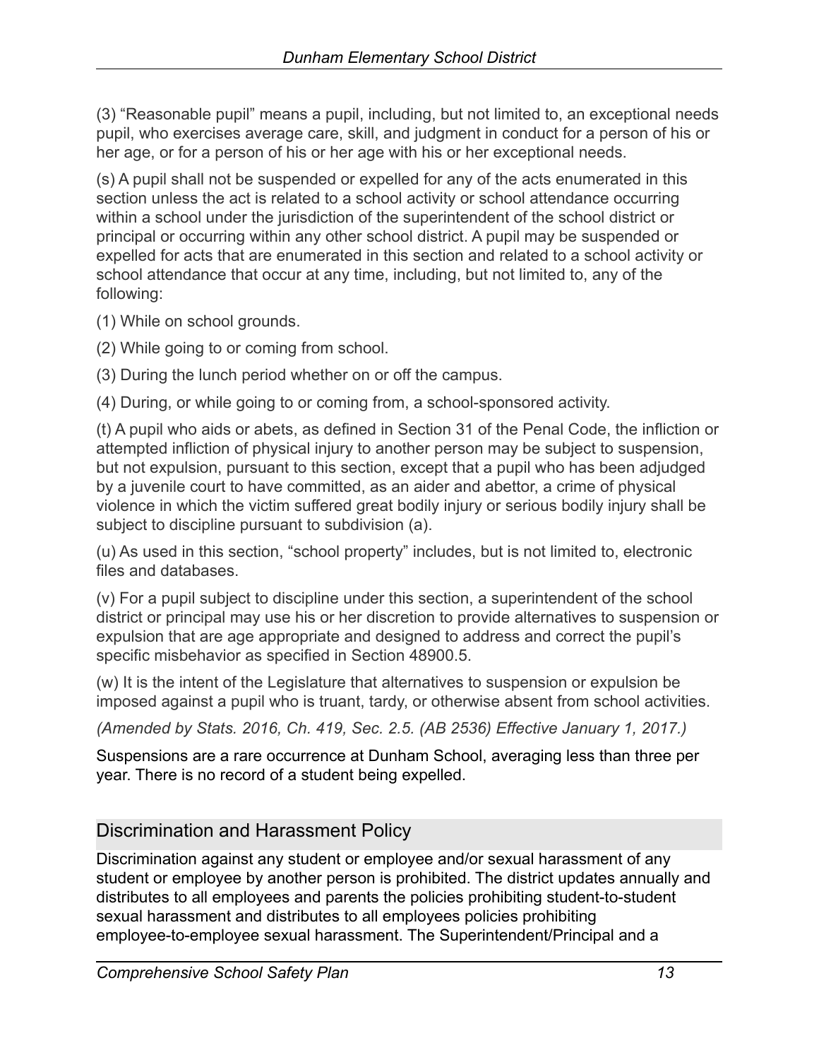(3) “Reasonable pupil” means a pupil, including, but not limited to, an exceptional needs pupil, who exercises average care, skill, and judgment in conduct for a person of his or her age, or for a person of his or her age with his or her exceptional needs.

(s) A pupil shall not be suspended or expelled for any of the acts enumerated in this section unless the act is related to a school activity or school attendance occurring within a school under the jurisdiction of the superintendent of the school district or principal or occurring within any other school district. A pupil may be suspended or expelled for acts that are enumerated in this section and related to a school activity or school attendance that occur at any time, including, but not limited to, any of the following:

(1) While on school grounds.

(2) While going to or coming from school.

(3) During the lunch period whether on or off the campus.

(4) During, or while going to or coming from, a school-sponsored activity.

(t) A pupil who aids or abets, as defined in Section 31 of the Penal Code, the infliction or attempted infliction of physical injury to another person may be subject to suspension, but not expulsion, pursuant to this section, except that a pupil who has been adjudged by a juvenile court to have committed, as an aider and abettor, a crime of physical violence in which the victim suffered great bodily injury or serious bodily injury shall be subject to discipline pursuant to subdivision (a).

(u) As used in this section, “school property” includes, but is not limited to, electronic files and databases.

(v) For a pupil subject to discipline under this section, a superintendent of the school district or principal may use his or her discretion to provide alternatives to suspension or expulsion that are age appropriate and designed to address and correct the pupil’s specific misbehavior as specified in Section 48900.5.

(w) It is the intent of the Legislature that alternatives to suspension or expulsion be imposed against a pupil who is truant, tardy, or otherwise absent from school activities.

*(Amended by Stats. 2016, Ch. 419, Sec. 2.5. (AB 2536) Effective January 1, 2017.)*

Suspensions are a rare occurrence at Dunham School, averaging less than three per year. There is no record of a student being expelled.

## Discrimination and Harassment Policy

Discrimination against any student or employee and/or sexual harassment of any student or employee by another person is prohibited. The district updates annually and distributes to all employees and parents the policies prohibiting student-to-student sexual harassment and distributes to all employees policies prohibiting employee-to-employee sexual harassment. The Superintendent/Principal and a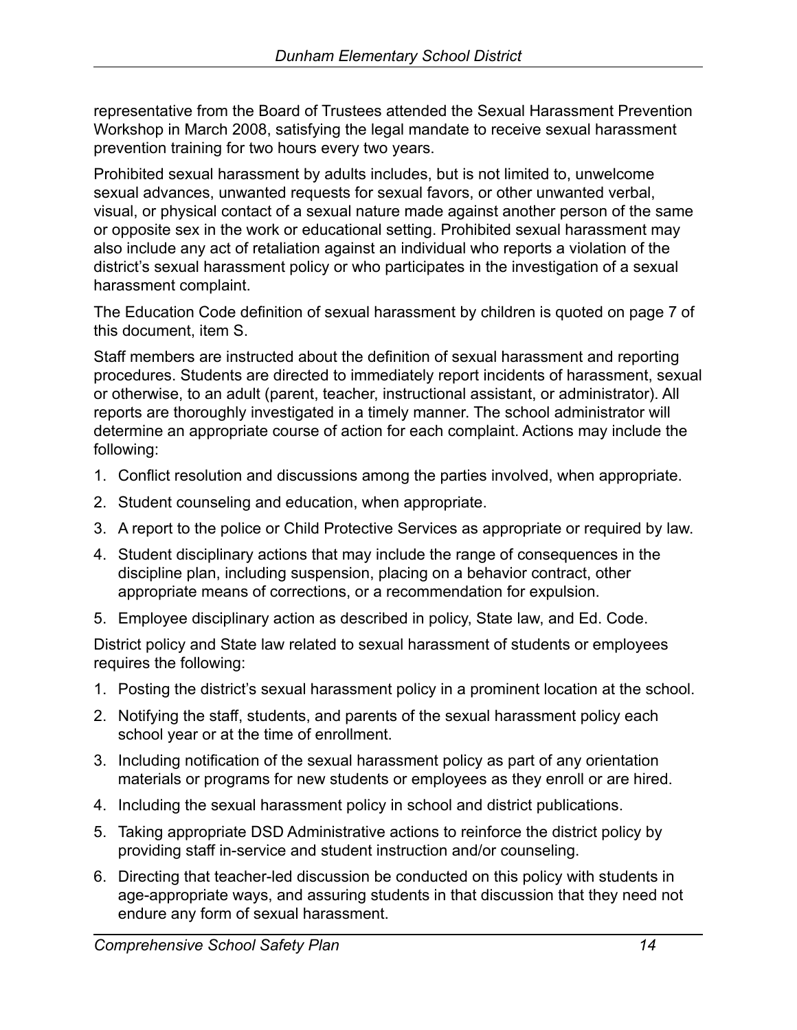representative from the Board of Trustees attended the Sexual Harassment Prevention Workshop in March 2008, satisfying the legal mandate to receive sexual harassment prevention training for two hours every two years.

Prohibited sexual harassment by adults includes, but is not limited to, unwelcome sexual advances, unwanted requests for sexual favors, or other unwanted verbal, visual, or physical contact of a sexual nature made against another person of the same or opposite sex in the work or educational setting. Prohibited sexual harassment may also include any act of retaliation against an individual who reports a violation of the district's sexual harassment policy or who participates in the investigation of a sexual harassment complaint.

The Education Code definition of sexual harassment by children is quoted on page 7 of this document, item S.

Staff members are instructed about the definition of sexual harassment and reporting procedures. Students are directed to immediately report incidents of harassment, sexual or otherwise, to an adult (parent, teacher, instructional assistant, or administrator). All reports are thoroughly investigated in a timely manner. The school administrator will determine an appropriate course of action for each complaint. Actions may include the following:

1. Conflict resolution and discussions among the parties involved, when appropriate.
2. Student counseling and education, when appropriate.
3. A report to the police or Child Protective Services as appropriate or required by law.
4. Student disciplinary actions that may include the range of consequences in the discipline plan, including suspension, placing on a behavior contract, other appropriate means of corrections, or a recommendation for expulsion.
5. Employee disciplinary action as described in policy, State law, and Ed. Code.

District policy and State law related to sexual harassment of students or employees requires the following:

1. Posting the district's sexual harassment policy in a prominent location at the school.
2. Notifying the staff, students, and parents of the sexual harassment policy each school year or at the time of enrollment.
3. Including notification of the sexual harassment policy as part of any orientation materials or programs for new students or employees as they enroll or are hired.
4. Including the sexual harassment policy in school and district publications.
5. Taking appropriate DSD Administrative actions to reinforce the district policy by providing staff in-service and student instruction and/or counseling.
6. Directing that teacher-led discussion be conducted on this policy with students in age-appropriate ways, and assuring students in that discussion that they need not endure any form of sexual harassment.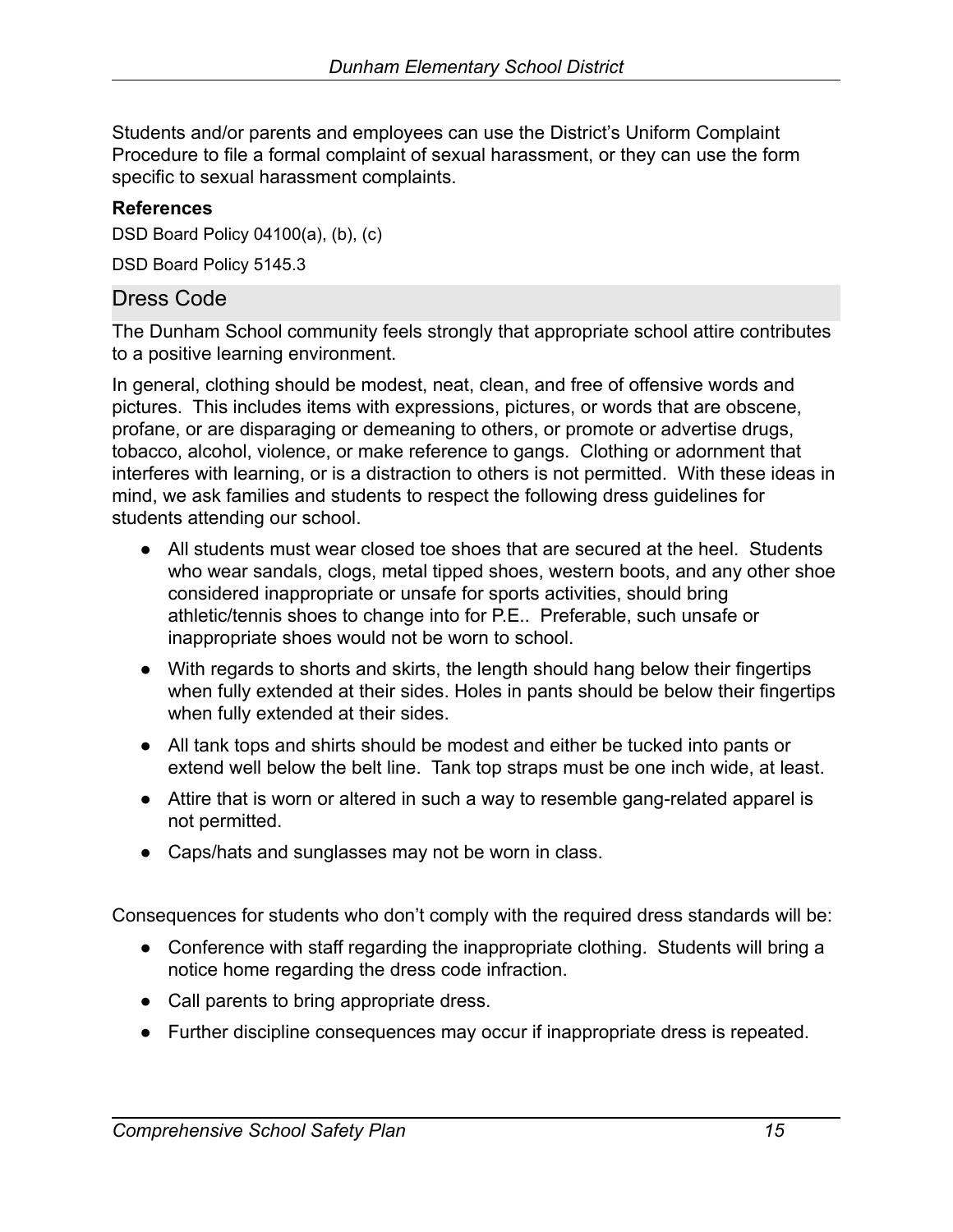Students and/or parents and employees can use the District's Uniform Complaint Procedure to file a formal complaint of sexual harassment, or they can use the form specific to sexual harassment complaints.

**References**

DSD Board Policy 04100(a), (b), (c)

DSD Board Policy 5145.3

## Dress Code

The Dunham School community feels strongly that appropriate school attire contributes to a positive learning environment.

In general, clothing should be modest, neat, clean, and free of offensive words and pictures. This includes items with expressions, pictures, or words that are obscene, profane, or are disparaging or demeaning to others, or promote or advertise drugs, tobacco, alcohol, violence, or make reference to gangs. Clothing or adornment that interferes with learning, or is a distraction to others is not permitted. With these ideas in mind, we ask families and students to respect the following dress guidelines for students attending our school.

- All students must wear closed toe shoes that are secured at the heel. Students who wear sandals, clogs, metal tipped shoes, western boots, and any other shoe considered inappropriate or unsafe for sports activities, should bring athletic/tennis shoes to change into for P.E.. Preferable, such unsafe or inappropriate shoes would not be worn to school.
- With regards to shorts and skirts, the length should hang below their fingertips when fully extended at their sides. Holes in pants should be below their fingertips when fully extended at their sides.
- All tank tops and shirts should be modest and either be tucked into pants or extend well below the belt line. Tank top straps must be one inch wide, at least.
- Attire that is worn or altered in such a way to resemble gang-related apparel is not permitted.
- Caps/hats and sunglasses may not be worn in class.

Consequences for students who don't comply with the required dress standards will be:

- Conference with staff regarding the inappropriate clothing. Students will bring a notice home regarding the dress code infraction.
- Call parents to bring appropriate dress.
- Further discipline consequences may occur if inappropriate dress is repeated.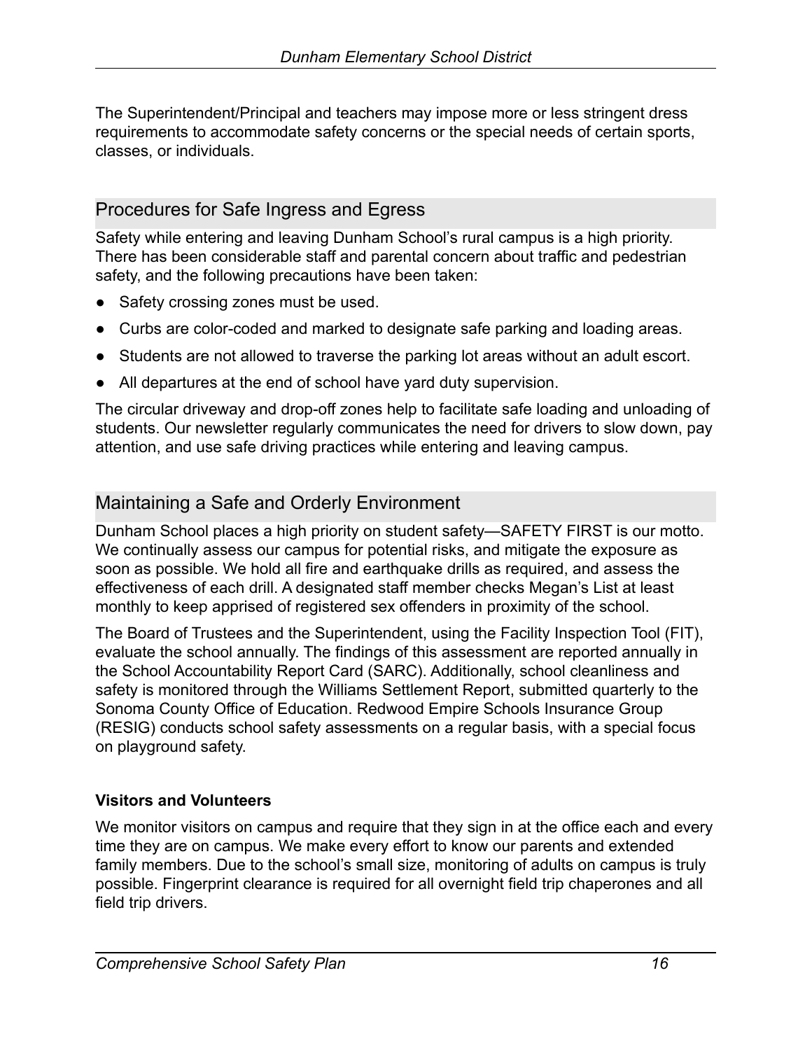The Superintendent/Principal and teachers may impose more or less stringent dress requirements to accommodate safety concerns or the special needs of certain sports, classes, or individuals.

## Procedures for Safe Ingress and Egress

Safety while entering and leaving Dunham School's rural campus is a high priority. There has been considerable staff and parental concern about traffic and pedestrian safety, and the following precautions have been taken:

- Safety crossing zones must be used.
- Curbs are color-coded and marked to designate safe parking and loading areas.
- Students are not allowed to traverse the parking lot areas without an adult escort.
- All departures at the end of school have yard duty supervision.

The circular driveway and drop-off zones help to facilitate safe loading and unloading of students. Our newsletter regularly communicates the need for drivers to slow down, pay attention, and use safe driving practices while entering and leaving campus.

## Maintaining a Safe and Orderly Environment

Dunham School places a high priority on student safety—SAFETY FIRST is our motto. We continually assess our campus for potential risks, and mitigate the exposure as soon as possible. We hold all fire and earthquake drills as required, and assess the effectiveness of each drill. A designated staff member checks Megan's List at least monthly to keep apprised of registered sex offenders in proximity of the school.

The Board of Trustees and the Superintendent, using the Facility Inspection Tool (FIT), evaluate the school annually. The findings of this assessment are reported annually in the School Accountability Report Card (SARC). Additionally, school cleanliness and safety is monitored through the Williams Settlement Report, submitted quarterly to the Sonoma County Office of Education. Redwood Empire Schools Insurance Group (RESIG) conducts school safety assessments on a regular basis, with a special focus on playground safety.

**Visitors and Volunteers**

We monitor visitors on campus and require that they sign in at the office each and every time they are on campus. We make every effort to know our parents and extended family members. Due to the school's small size, monitoring of adults on campus is truly possible. Fingerprint clearance is required for all overnight field trip chaperones and all field trip drivers.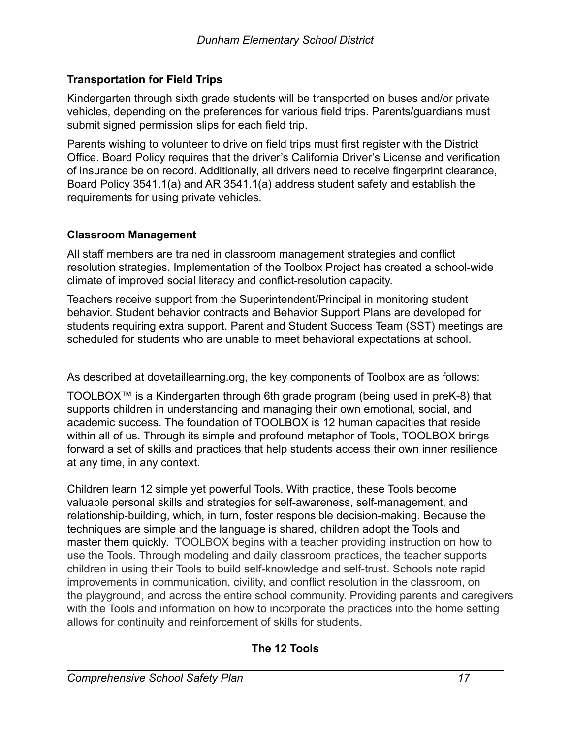### Transportation for Field Trips

Kindergarten through sixth grade students will be transported on buses and/or private vehicles, depending on the preferences for various field trips. Parents/guardians must submit signed permission slips for each field trip.

Parents wishing to volunteer to drive on field trips must first register with the District Office. Board Policy requires that the driver's California Driver's License and verification of insurance be on record. Additionally, all drivers need to receive fingerprint clearance, Board Policy 3541.1(a) and AR 3541.1(a) address student safety and establish the requirements for using private vehicles.

### Classroom Management

All staff members are trained in classroom management strategies and conflict resolution strategies. Implementation of the Toolbox Project has created a school-wide climate of improved social literacy and conflict-resolution capacity.

Teachers receive support from the Superintendent/Principal in monitoring student behavior. Student behavior contracts and Behavior Support Plans are developed for students requiring extra support. Parent and Student Success Team (SST) meetings are scheduled for students who are unable to meet behavioral expectations at school.

As described at dovetaillearning.org, the key components of Toolbox are as follows:

TOOLBOX™ is a Kindergarten through 6th grade program (being used in preK-8) that supports children in understanding and managing their own emotional, social, and academic success. The foundation of TOOLBOX is 12 human capacities that reside within all of us. Through its simple and profound metaphor of Tools, TOOLBOX brings forward a set of skills and practices that help students access their own inner resilience at any time, in any context.

Children learn 12 simple yet powerful Tools. With practice, these Tools become valuable personal skills and strategies for self-awareness, self-management, and relationship-building, which, in turn, foster responsible decision-making. Because the techniques are simple and the language is shared, children adopt the Tools and master them quickly. TOOLBOX begins with a teacher providing instruction on how to use the Tools. Through modeling and daily classroom practices, the teacher supports children in using their Tools to build self-knowledge and self-trust. Schools note rapid improvements in communication, civility, and conflict resolution in the classroom, on the playground, and across the entire school community. Providing parents and caregivers with the Tools and information on how to incorporate the practices into the home setting allows for continuity and reinforcement of skills for students.

**The 12 Tools**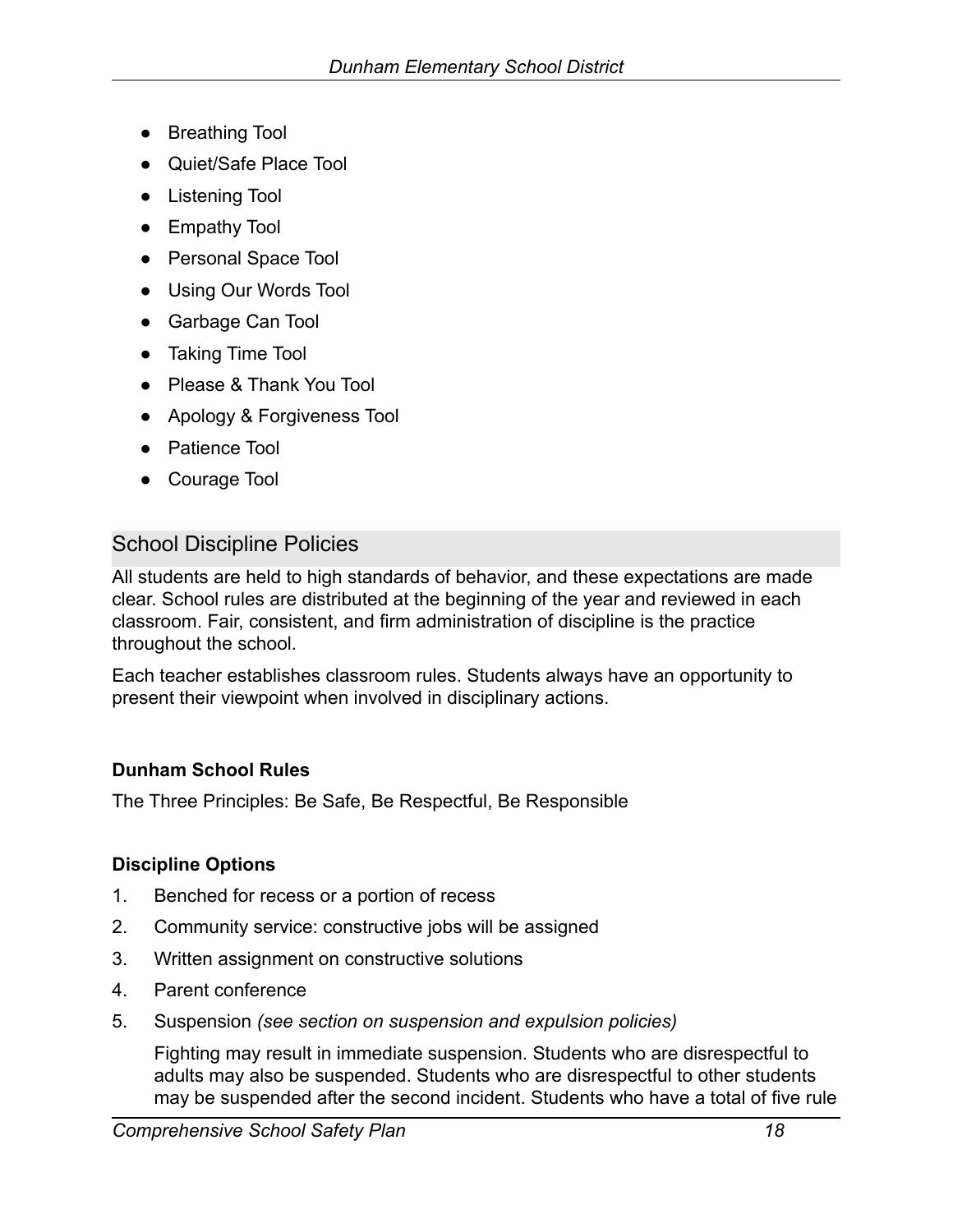- Breathing Tool
- Quiet/Safe Place Tool
- Listening Tool
- Empathy Tool
- Personal Space Tool
- Using Our Words Tool
- Garbage Can Tool
- Taking Time Tool
- Please & Thank You Tool
- Apology & Forgiveness Tool
- Patience Tool
- Courage Tool

## School Discipline Policies

All students are held to high standards of behavior, and these expectations are made clear. School rules are distributed at the beginning of the year and reviewed in each classroom. Fair, consistent, and firm administration of discipline is the practice throughout the school.

Each teacher establishes classroom rules. Students always have an opportunity to present their viewpoint when involved in disciplinary actions.

**Dunham School Rules**

The Three Principles: Be Safe, Be Respectful, Be Responsible

**Discipline Options**

1. Benched for recess or a portion of recess
2. Community service: constructive jobs will be assigned
3. Written assignment on constructive solutions
4. Parent conference
5. Suspension *(see section on suspension and expulsion policies)*

   Fighting may result in immediate suspension. Students who are disrespectful to adults may also be suspended. Students who are disrespectful to other students may be suspended after the second incident. Students who have a total of five rule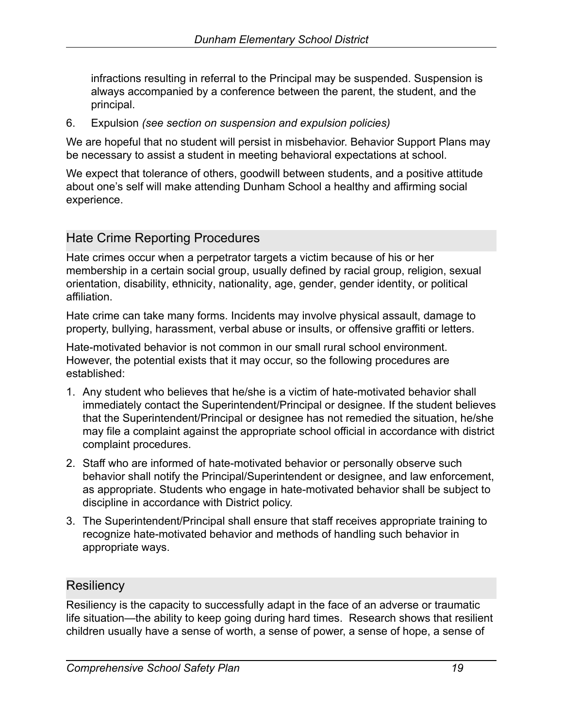infractions resulting in referral to the Principal may be suspended. Suspension is always accompanied by a conference between the parent, the student, and the principal.

6. Expulsion *(see section on suspension and expulsion policies)*

We are hopeful that no student will persist in misbehavior. Behavior Support Plans may be necessary to assist a student in meeting behavioral expectations at school.

We expect that tolerance of others, goodwill between students, and a positive attitude about one's self will make attending Dunham School a healthy and affirming social experience.

## Hate Crime Reporting Procedures

Hate crimes occur when a perpetrator targets a victim because of his or her membership in a certain social group, usually defined by racial group, religion, sexual orientation, disability, ethnicity, nationality, age, gender, gender identity, or political affiliation.

Hate crime can take many forms. Incidents may involve physical assault, damage to property, bullying, harassment, verbal abuse or insults, or offensive graffiti or letters.

Hate-motivated behavior is not common in our small rural school environment. However, the potential exists that it may occur, so the following procedures are established:

1. Any student who believes that he/she is a victim of hate-motivated behavior shall immediately contact the Superintendent/Principal or designee. If the student believes that the Superintendent/Principal or designee has not remedied the situation, he/she may file a complaint against the appropriate school official in accordance with district complaint procedures.
2. Staff who are informed of hate-motivated behavior or personally observe such behavior shall notify the Principal/Superintendent or designee, and law enforcement, as appropriate. Students who engage in hate-motivated behavior shall be subject to discipline in accordance with District policy.
3. The Superintendent/Principal shall ensure that staff receives appropriate training to recognize hate-motivated behavior and methods of handling such behavior in appropriate ways.

## Resiliency

Resiliency is the capacity to successfully adapt in the face of an adverse or traumatic life situation—the ability to keep going during hard times. Research shows that resilient children usually have a sense of worth, a sense of power, a sense of hope, a sense of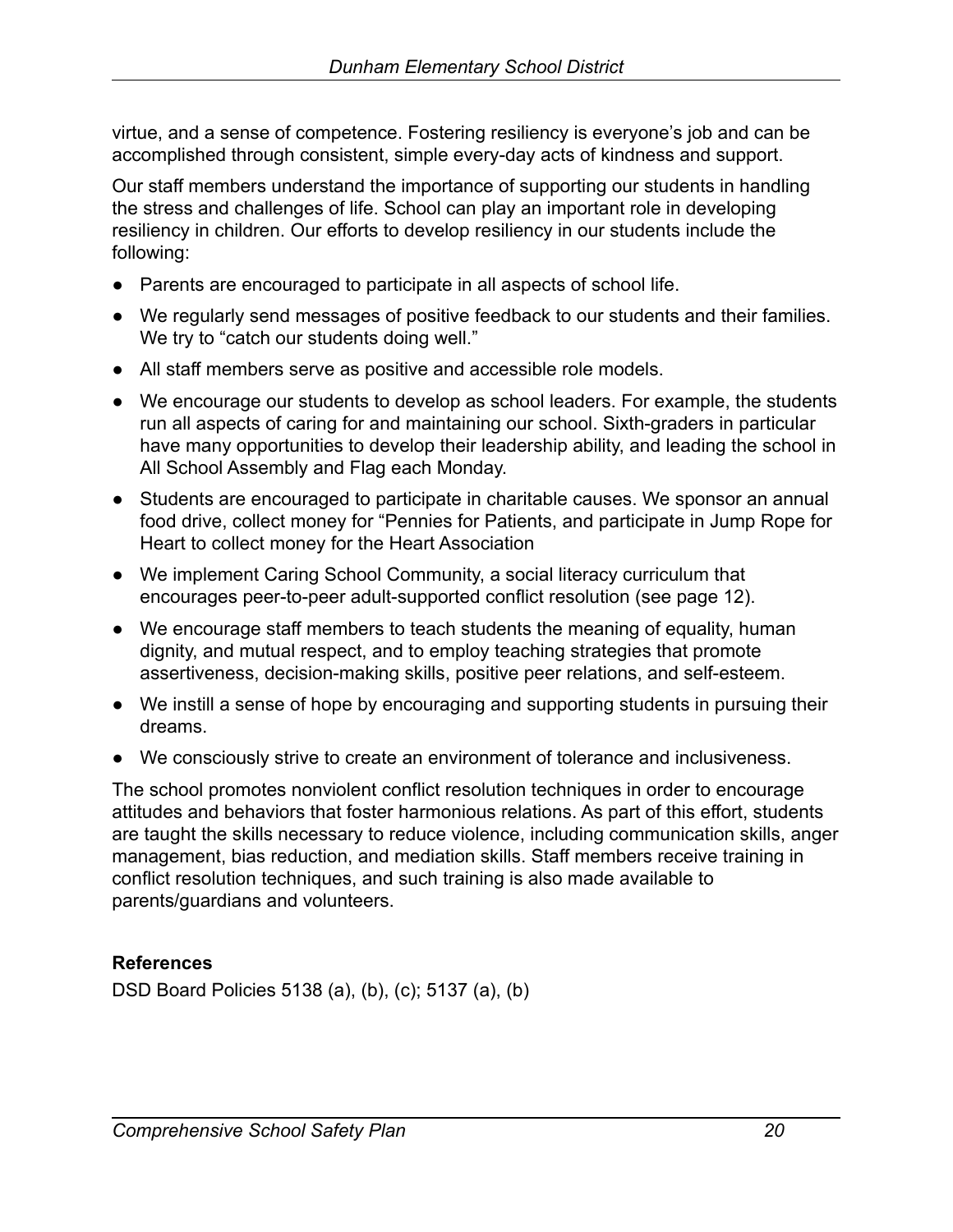virtue, and a sense of competence. Fostering resiliency is everyone's job and can be accomplished through consistent, simple every-day acts of kindness and support.

Our staff members understand the importance of supporting our students in handling the stress and challenges of life. School can play an important role in developing resiliency in children. Our efforts to develop resiliency in our students include the following:

- Parents are encouraged to participate in all aspects of school life.
- We regularly send messages of positive feedback to our students and their families. We try to "catch our students doing well."
- All staff members serve as positive and accessible role models.
- We encourage our students to develop as school leaders. For example, the students run all aspects of caring for and maintaining our school. Sixth-graders in particular have many opportunities to develop their leadership ability, and leading the school in All School Assembly and Flag each Monday.
- Students are encouraged to participate in charitable causes. We sponsor an annual food drive, collect money for "Pennies for Patients, and participate in Jump Rope for Heart to collect money for the Heart Association
- We implement Caring School Community, a social literacy curriculum that encourages peer-to-peer adult-supported conflict resolution (see page 12).
- We encourage staff members to teach students the meaning of equality, human dignity, and mutual respect, and to employ teaching strategies that promote assertiveness, decision-making skills, positive peer relations, and self-esteem.
- We instill a sense of hope by encouraging and supporting students in pursuing their dreams.
- We consciously strive to create an environment of tolerance and inclusiveness.

The school promotes nonviolent conflict resolution techniques in order to encourage attitudes and behaviors that foster harmonious relations. As part of this effort, students are taught the skills necessary to reduce violence, including communication skills, anger management, bias reduction, and mediation skills. Staff members receive training in conflict resolution techniques, and such training is also made available to parents/guardians and volunteers.

**References**

DSD Board Policies 5138 (a), (b), (c); 5137 (a), (b)